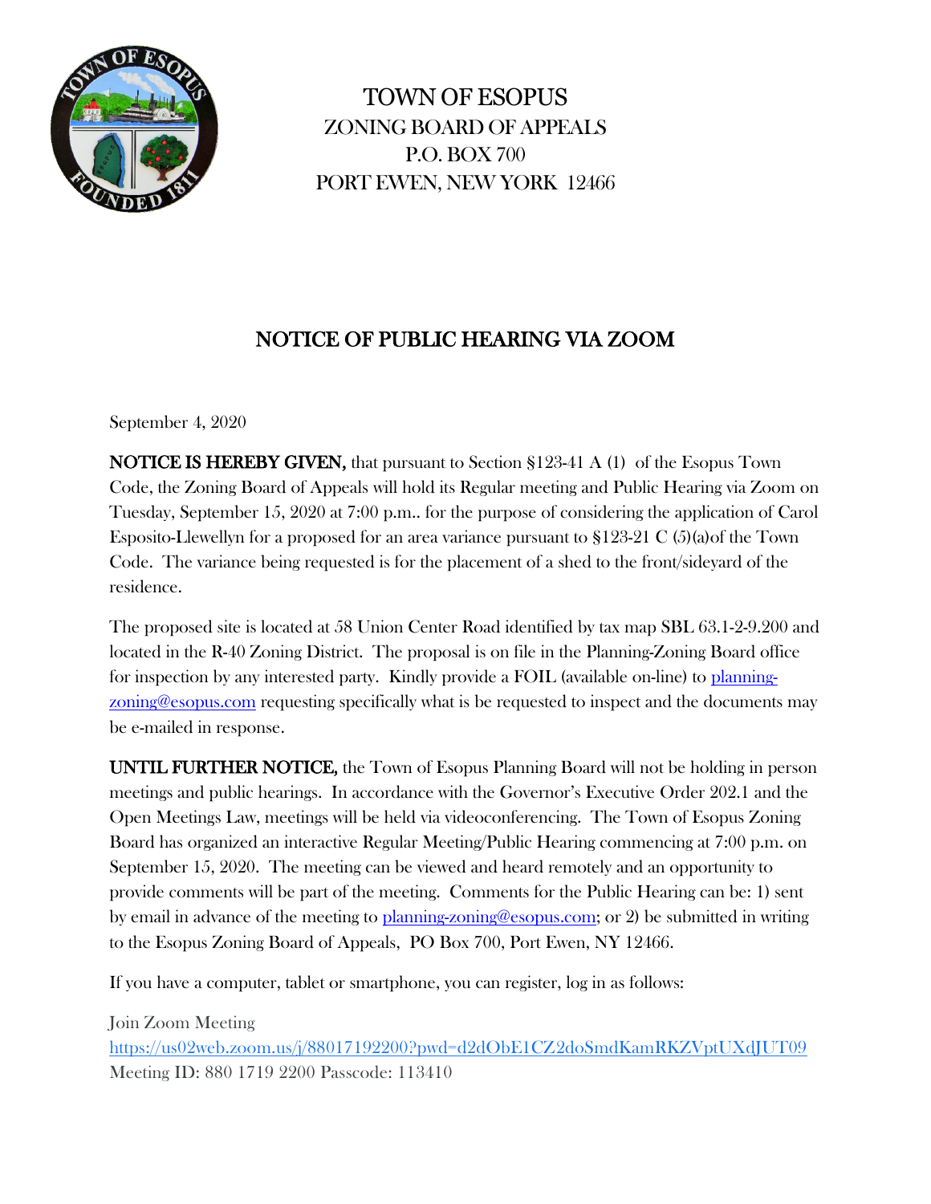# TOWN OF ESOPUS
## ZONING BOARD OF APPEALS
P.O. BOX 700
PORT EWEN, NEW YORK 12466

## NOTICE OF PUBLIC HEARING VIA ZOOM

September 4, 2020

**NOTICE IS HEREBY GIVEN,** that pursuant to Section §123-41 A (1) of the Esopus Town Code, the Zoning Board of Appeals will hold its Regular meeting and Public Hearing via Zoom on Tuesday, September 15, 2020 at 7:00 p.m.. for the purpose of considering the application of Carol Esposito-Llewellyn for a proposed for an area variance pursuant to §123-21 C (5)(a)of the Town Code. The variance being requested is for the placement of a shed to the front/sideyard of the residence.

The proposed site is located at 58 Union Center Road identified by tax map SBL 63.1-2-9.200 and located in the R-40 Zoning District. The proposal is on file in the Planning-Zoning Board office for inspection by any interested party. Kindly provide a FOIL (available on-line) to planning-zoning@esopus.com requesting specifically what is be requested to inspect and the documents may be e-mailed in response.

**UNTIL FURTHER NOTICE,** the Town of Esopus Planning Board will not be holding in person meetings and public hearings. In accordance with the Governor's Executive Order 202.1 and the Open Meetings Law, meetings will be held via videoconferencing. The Town of Esopus Zoning Board has organized an interactive Regular Meeting/Public Hearing commencing at 7:00 p.m. on September 15, 2020. The meeting can be viewed and heard remotely and an opportunity to provide comments will be part of the meeting. Comments for the Public Hearing can be: 1) sent by email in advance of the meeting to planning-zoning@esopus.com; or 2) be submitted in writing to the Esopus Zoning Board of Appeals, PO Box 700, Port Ewen, NY 12466.

If you have a computer, tablet or smartphone, you can register, log in as follows:

Join Zoom Meeting
https://us02web.zoom.us/j/88017192200?pwd=d2dObE1CZ2doSmdKamRKZVptUXdJUT09
Meeting ID: 880 1719 2200 Passcode: 113410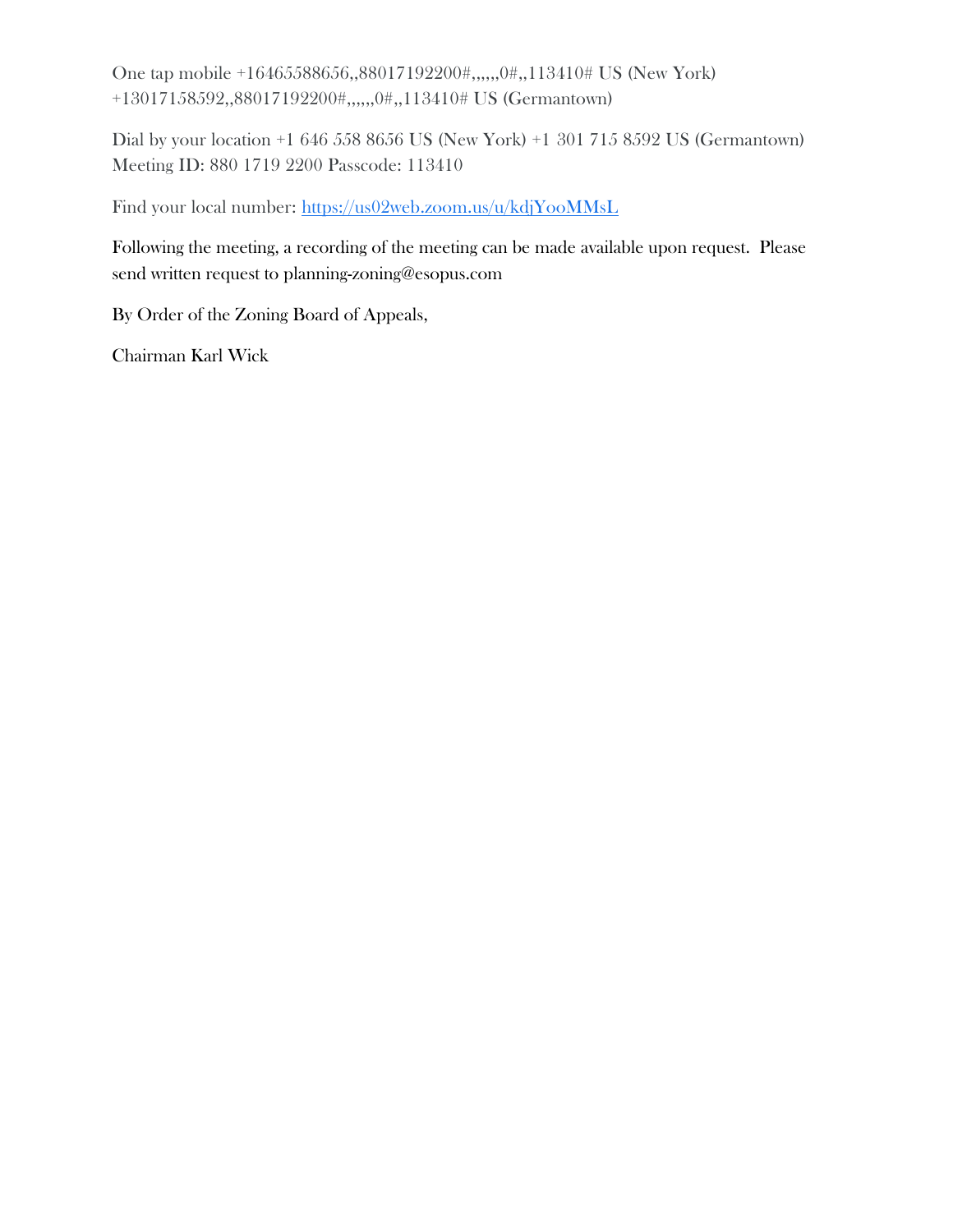One tap mobile +16465588656,,88017192200#,,,,,,0#,,113410# US (New York) +13017158592,,88017192200#,,,,,,0#,,113410# US (Germantown)

Dial by your location +1 646 558 8656 US (New York) +1 301 715 8592 US (Germantown) Meeting ID: 880 1719 2200 Passcode: 113410

Find your local number: [https://us02web.zoom.us/u/kdjYooMMsL](https://us02web.zoom.us/u/kdjYooMMsL)

Following the meeting, a recording of the meeting can be made available upon request. Please send written request to planning-zoning@esopus.com

By Order of the Zoning Board of Appeals,

Chairman Karl Wick